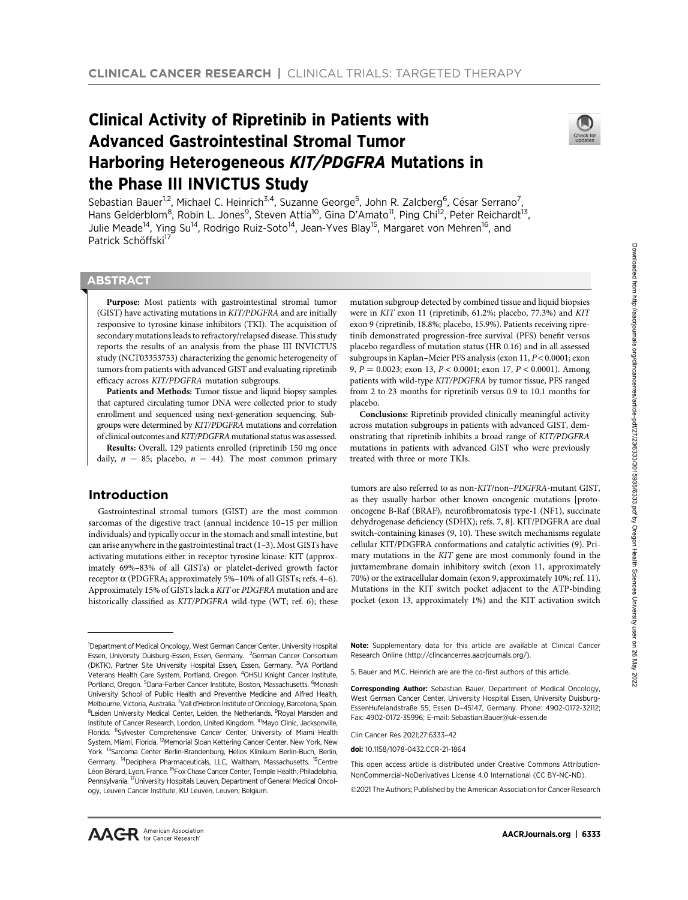CLINICAL CANCER RESEARCH | CLINICAL TRIALS: TARGETED THERAPY

# Clinical Activity of Ripretinib in Patients with Advanced Gastrointestinal Stromal Tumor Harboring Heterogeneous *KIT/PDGFRA* Mutations in the Phase III INVICTUS Study

Sebastian Bauer[1,2], Michael C. Heinrich[3,4], Suzanne George[5], John R. Zalcberg[6], César Serrano[7], Hans Gelderblom[8], Robin L. Jones[9], Steven Attia[10], Gina D'Amato[11], Ping Chi[12], Peter Reichardt[13], Julie Meade[14], Ying Su[14], Rodrigo Ruiz-Soto[14], Jean-Yves Blay[15], Margaret von Mehren[16], and Patrick Schöffski[17]

## ABSTRACT

**Purpose:** Most patients with gastrointestinal stromal tumor (GIST) have activating mutations in *KIT/PDGFRA* and are initially responsive to tyrosine kinase inhibitors (TKI). The acquisition of secondary mutations leads to refractory/relapsed disease. This study reports the results of an analysis from the phase III INVICTUS study (NCT03353753) characterizing the genomic heterogeneity of tumors from patients with advanced GIST and evaluating ripretinib efficacy across *KIT/PDGFRA* mutation subgroups.

**Patients and Methods:** Tumor tissue and liquid biopsy samples that captured circulating tumor DNA were collected prior to study enrollment and sequenced using next-generation sequencing. Subgroups were determined by *KIT/PDGFRA* mutations and correlation of clinical outcomes and *KIT/PDGFRA* mutational status was assessed.

**Results:** Overall, 129 patients enrolled (ripretinib 150 mg once daily, $n = 85$; placebo, $n = 44$). The most common primary mutation subgroup detected by combined tissue and liquid biopsies were in *KIT* exon 11 (ripretinib, 61.2%; placebo, 77.3%) and *KIT* exon 9 (ripretinib, 18.8%; placebo, 15.9%). Patients receiving ripretinib demonstrated progression-free survival (PFS) benefit versus placebo regardless of mutation status (HR 0.16) and in all assessed subgroups in Kaplan–Meier PFS analysis (exon 11, $P < 0.0001$; exon 9, $P = 0.0023$; exon 13, $P < 0.0001$; exon 17, $P < 0.0001$). Among patients with wild-type *KIT/PDGFRA* by tumor tissue, PFS ranged from 2 to 23 months for ripretinib versus 0.9 to 10.1 months for placebo.

**Conclusions:** Ripretinib provided clinically meaningful activity across mutation subgroups in patients with advanced GIST, demonstrating that ripretinib inhibits a broad range of *KIT/PDGFRA* mutations in patients with advanced GIST who were previously treated with three or more TKIs.

## Introduction

Gastrointestinal stromal tumors (GIST) are the most common sarcomas of the digestive tract (annual incidence 10–15 per million individuals) and typically occur in the stomach and small intestine, but can arise anywhere in the gastrointestinal tract (1–3). Most GISTs have activating mutations either in receptor tyrosine kinase: KIT (approximately 69%–83% of all GISTs) or platelet-derived growth factor receptor α (PDGFRA; approximately 5%–10% of all GISTs; refs. 4–6). Approximately 15% of GISTs lack a *KIT* or *PDGFRA* mutation and are historically classified as *KIT/PDGFRA* wild-type (WT; ref. 6); these tumors are also referred to as non-*KIT*/non–*PDGFRA*-mutant GIST, as they usually harbor other known oncogenic mutations [proto-oncogene B-Raf (BRAF), neurofibromatosis type-1 (NF1), succinate dehydrogenase deficiency (SDHX); refs. 7, 8]. KIT/PDGFRA are dual switch-containing kinases (9, 10). These switch mechanisms regulate cellular KIT/PDGFRA conformations and catalytic activities (9). Primary mutations in the *KIT* gene are most commonly found in the juxtamembrane domain inhibitory switch (exon 11, approximately 70%) or the extracellular domain (exon 9, approximately 10%; ref. 11). Mutations in the KIT switch pocket adjacent to the ATP-binding pocket (exon 13, approximately 1%) and the KIT activation switch

---

[1]Department of Medical Oncology, West German Cancer Center, University Hospital Essen, University Duisburg-Essen, Essen, Germany. [2]German Cancer Consortium (DKTK), Partner Site University Hospital Essen, Essen, Germany. [3]VA Portland Veterans Health Care System, Portland, Oregon. [4]OHSU Knight Cancer Institute, Portland, Oregon. [5]Dana-Farber Cancer Institute, Boston, Massachusetts. [6]Monash University School of Public Health and Preventive Medicine and Alfred Health, Melbourne, Victoria, Australia. [7]Vall d'Hebron Institute of Oncology, Barcelona, Spain. [8]Leiden University Medical Center, Leiden, the Netherlands. [9]Royal Marsden and Institute of Cancer Research, London, United Kingdom. [10]Mayo Clinic, Jacksonville, Florida. [11]Sylvester Comprehensive Cancer Center, University of Miami Health System, Miami, Florida. [12]Memorial Sloan Kettering Cancer Center, New York, New York. [13]Sarcoma Center Berlin-Brandenburg, Helios Klinikum Berlin-Buch, Berlin, Germany. [14]Deciphera Pharmaceuticals, LLC, Waltham, Massachusetts. [15]Centre Léon Bérard, Lyon, France. [16]Fox Chase Cancer Center, Temple Health, Philadelphia, Pennsylvania. [17]University Hospitals Leuven, Department of General Medical Oncology, Leuven Cancer Institute, KU Leuven, Leuven, Belgium.

**Note:** Supplementary data for this article are available at Clinical Cancer Research Online (http://clincancerres.aacrjournals.org/).

S. Bauer and M.C. Heinrich are are the co-first authors of this article.

**Corresponding Author:** Sebastian Bauer, Department of Medical Oncology, West German Cancer Center, University Hospital Essen, University Duisburg-EssenHufelandstraße 55, Essen D–45147, Germany. Phone: 4902-0172-32112; Fax: 4902-0172-35996; E-mail: Sebastian.Bauer@uk-essen.de

Clin Cancer Res 2021;27:6333–42

**doi:** 10.1158/1078-0432.CCR-21-1864

This open access article is distributed under Creative Commons Attribution-NonCommercial-NoDerivatives License 4.0 International (CC BY-NC-ND).

©2021 The Authors; Published by the American Association for Cancer Research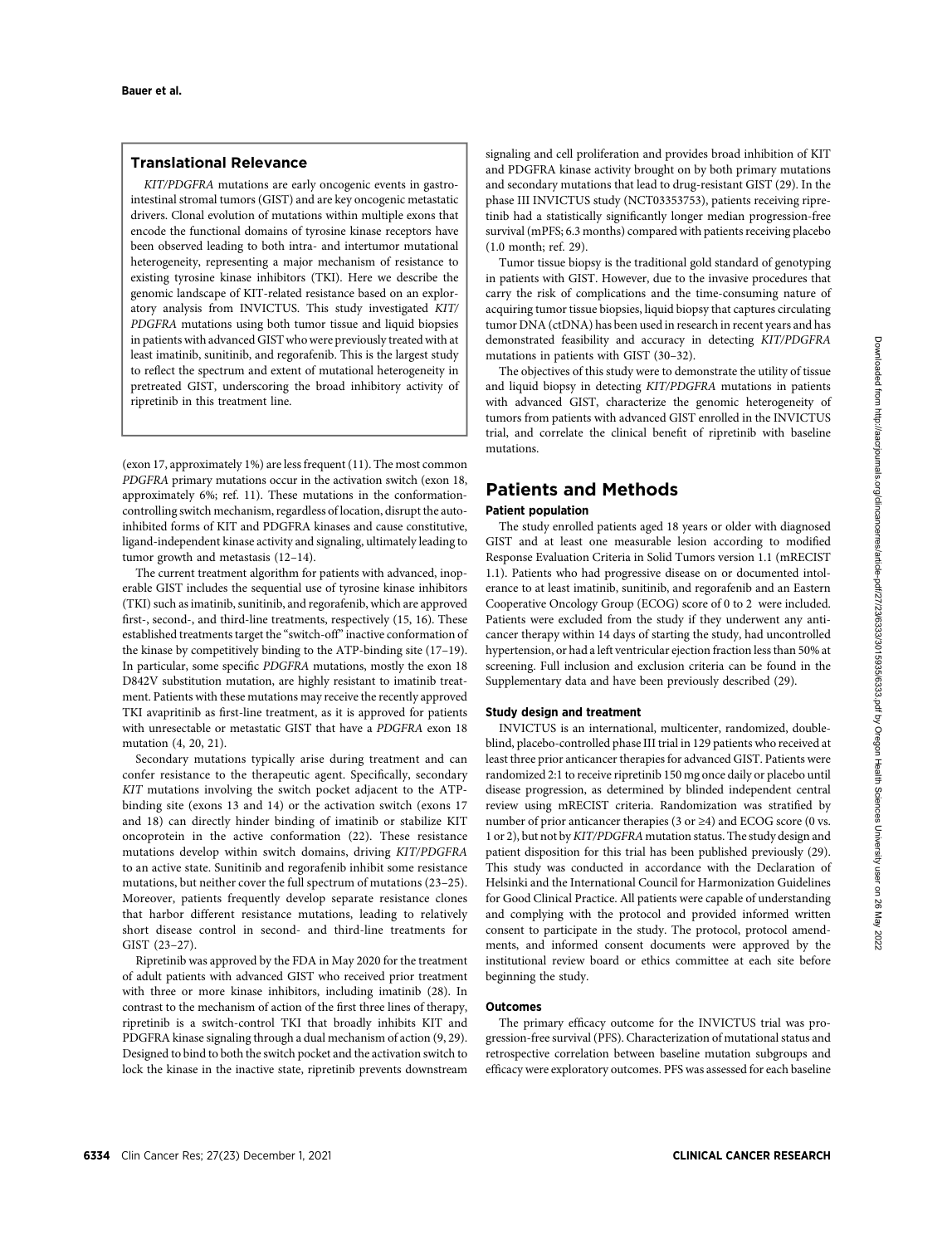## Translational Relevance

*KIT/PDGFRA* mutations are early oncogenic events in gastrointestinal stromal tumors (GIST) and are key oncogenic metastatic drivers. Clonal evolution of mutations within multiple exons that encode the functional domains of tyrosine kinase receptors have been observed leading to both intra- and intertumor mutational heterogeneity, representing a major mechanism of resistance to existing tyrosine kinase inhibitors (TKI). Here we describe the genomic landscape of KIT-related resistance based on an exploratory analysis from INVICTUS. This study investigated *KIT/PDGFRA* mutations using both tumor tissue and liquid biopsies in patients with advanced GIST who were previously treated with at least imatinib, sunitinib, and regorafenib. This is the largest study to reflect the spectrum and extent of mutational heterogeneity in pretreated GIST, underscoring the broad inhibitory activity of ripretinib in this treatment line.

(exon 17, approximately 1%) are less frequent (11). The most common *PDGFRA* primary mutations occur in the activation switch (exon 18, approximately 6%; ref. 11). These mutations in the conformation-controlling switch mechanism, regardless of location, disrupt the autoinhibited forms of KIT and PDGFRA kinases and cause constitutive, ligand-independent kinase activity and signaling, ultimately leading to tumor growth and metastasis (12–14).

The current treatment algorithm for patients with advanced, inoperable GIST includes the sequential use of tyrosine kinase inhibitors (TKI) such as imatinib, sunitinib, and regorafenib, which are approved first-, second-, and third-line treatments, respectively (15, 16). These established treatments target the "switch-off" inactive conformation of the kinase by competitively binding to the ATP-binding site (17–19). In particular, some specific *PDGFRA* mutations, mostly the exon 18 D842V substitution mutation, are highly resistant to imatinib treatment. Patients with these mutations may receive the recently approved TKI avapritinib as first-line treatment, as it is approved for patients with unresectable or metastatic GIST that have a *PDGFRA* exon 18 mutation (4, 20, 21).

Secondary mutations typically arise during treatment and can confer resistance to the therapeutic agent. Specifically, secondary *KIT* mutations involving the switch pocket adjacent to the ATP-binding site (exons 13 and 14) or the activation switch (exons 17 and 18) can directly hinder binding of imatinib or stabilize KIT oncoprotein in the active conformation (22). These resistance mutations develop within switch domains, driving *KIT/PDGFRA* to an active state. Sunitinib and regorafenib inhibit some resistance mutations, but neither cover the full spectrum of mutations (23–25). Moreover, patients frequently develop separate resistance clones that harbor different resistance mutations, leading to relatively short disease control in second- and third-line treatments for GIST (23–27).

Ripretinib was approved by the FDA in May 2020 for the treatment of adult patients with advanced GIST who received prior treatment with three or more kinase inhibitors, including imatinib (28). In contrast to the mechanism of action of the first three lines of therapy, ripretinib is a switch-control TKI that broadly inhibits KIT and PDGFRA kinase signaling through a dual mechanism of action (9, 29). Designed to bind to both the switch pocket and the activation switch to lock the kinase in the inactive state, ripretinib prevents downstream signaling and cell proliferation and provides broad inhibition of KIT and PDGFRA kinase activity brought on by both primary mutations and secondary mutations that lead to drug-resistant GIST (29). In the phase III INVICTUS study (NCT03353753), patients receiving ripretinib had a statistically significantly longer median progression-free survival (mPFS; 6.3 months) compared with patients receiving placebo (1.0 month; ref. 29).

Tumor tissue biopsy is the traditional gold standard of genotyping in patients with GIST. However, due to the invasive procedures that carry the risk of complications and the time-consuming nature of acquiring tumor tissue biopsies, liquid biopsy that captures circulating tumor DNA (ctDNA) has been used in research in recent years and has demonstrated feasibility and accuracy in detecting *KIT/PDGFRA* mutations in patients with GIST (30–32).

The objectives of this study were to demonstrate the utility of tissue and liquid biopsy in detecting *KIT/PDGFRA* mutations in patients with advanced GIST, characterize the genomic heterogeneity of tumors from patients with advanced GIST enrolled in the INVICTUS trial, and correlate the clinical benefit of ripretinib with baseline mutations.

# Patients and Methods

### Patient population

The study enrolled patients aged 18 years or older with diagnosed GIST and at least one measurable lesion according to modified Response Evaluation Criteria in Solid Tumors version 1.1 (mRECIST 1.1). Patients who had progressive disease on or documented intolerance to at least imatinib, sunitinib, and regorafenib and an Eastern Cooperative Oncology Group (ECOG) score of 0 to 2 were included. Patients were excluded from the study if they underwent any anticancer therapy within 14 days of starting the study, had uncontrolled hypertension, or had a left ventricular ejection fraction less than 50% at screening. Full inclusion and exclusion criteria can be found in the Supplementary data and have been previously described (29).

### Study design and treatment

INVICTUS is an international, multicenter, randomized, double-blind, placebo-controlled phase III trial in 129 patients who received at least three prior anticancer therapies for advanced GIST. Patients were randomized 2:1 to receive ripretinib 150 mg once daily or placebo until disease progression, as determined by blinded independent central review using mRECIST criteria. Randomization was stratified by number of prior anticancer therapies (3 or ≥4) and ECOG score (0 vs. 1 or 2), but not by *KIT/PDGFRA* mutation status. The study design and patient disposition for this trial has been published previously (29). This study was conducted in accordance with the Declaration of Helsinki and the International Council for Harmonization Guidelines for Good Clinical Practice. All patients were capable of understanding and complying with the protocol and provided informed written consent to participate in the study. The protocol, protocol amendments, and informed consent documents were approved by the institutional review board or ethics committee at each site before beginning the study.

### Outcomes

The primary efficacy outcome for the INVICTUS trial was progression-free survival (PFS). Characterization of mutational status and retrospective correlation between baseline mutation subgroups and efficacy were exploratory outcomes. PFS was assessed for each baseline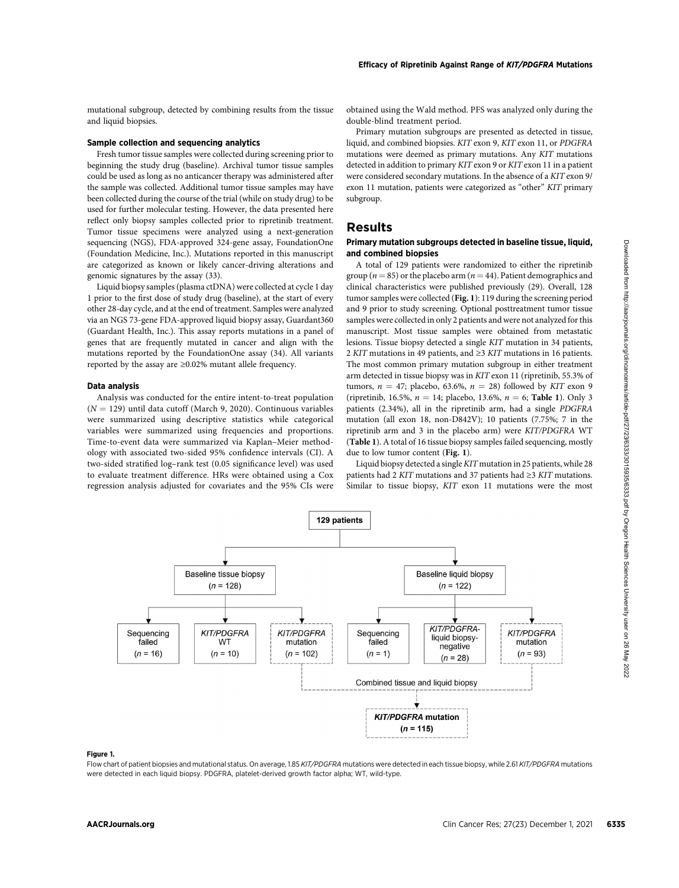mutational subgroup, detected by combining results from the tissue and liquid biopsies.

### Sample collection and sequencing analytics

Fresh tumor tissue samples were collected during screening prior to beginning the study drug (baseline). Archival tumor tissue samples could be used as long as no anticancer therapy was administered after the sample was collected. Additional tumor tissue samples may have been collected during the course of the trial (while on study drug) to be used for further molecular testing. However, the data presented here reflect only biopsy samples collected prior to ripretinib treatment. Tumor tissue specimens were analyzed using a next-generation sequencing (NGS), FDA-approved 324-gene assay, FoundationOne (Foundation Medicine, Inc.). Mutations reported in this manuscript are categorized as known or likely cancer-driving alterations and genomic signatures by the assay (33).

Liquid biopsy samples (plasma ctDNA) were collected at cycle 1 day 1 prior to the first dose of study drug (baseline), at the start of every other 28-day cycle, and at the end of treatment. Samples were analyzed via an NGS 73-gene FDA-approved liquid biopsy assay, Guardant360 (Guardant Health, Inc.). This assay reports mutations in a panel of genes that are frequently mutated in cancer and align with the mutations reported by the FoundationOne assay (34). All variants reported by the assay are ≥0.02% mutant allele frequency.

### Data analysis

Analysis was conducted for the entire intent-to-treat population ($N = 129$) until data cutoff (March 9, 2020). Continuous variables were summarized using descriptive statistics while categorical variables were summarized using frequencies and proportions. Time-to-event data were summarized via Kaplan–Meier methodology with associated two-sided 95% confidence intervals (CI). A two-sided stratified log–rank test (0.05 significance level) was used to evaluate treatment difference. HRs were obtained using a Cox regression analysis adjusted for covariates and the 95% CIs were obtained using the Wald method. PFS was analyzed only during the double-blind treatment period.

Primary mutation subgroups are presented as detected in tissue, liquid, and combined biopsies. *KIT* exon 9, *KIT* exon 11, or *PDGFRA* mutations were deemed as primary mutations. Any *KIT* mutations detected in addition to primary *KIT* exon 9 or *KIT* exon 11 in a patient were considered secondary mutations. In the absence of a *KIT* exon 9/exon 11 mutation, patients were categorized as "other" *KIT* primary subgroup.

## Results

### Primary mutation subgroups detected in baseline tissue, liquid, and combined biopsies

A total of 129 patients were randomized to either the ripretinib group ($n = 85$) or the placebo arm ($n = 44$). Patient demographics and clinical characteristics were published previously (29). Overall, 128 tumor samples were collected (**Fig. 1**): 119 during the screening period and 9 prior to study screening. Optional posttreatment tumor tissue samples were collected in only 2 patients and were not analyzed for this manuscript. Most tissue samples were obtained from metastatic lesions. Tissue biopsy detected a single *KIT* mutation in 34 patients, 2 *KIT* mutations in 49 patients, and ≥3 *KIT* mutations in 16 patients. The most common primary mutation subgroup in either treatment arm detected in tissue biopsy was in *KIT* exon 11 (ripretinib, 55.3% of tumors, $n = 47$; placebo, 63.6%, $n = 28$) followed by *KIT* exon 9 (ripretinib, 16.5%, $n = 14$; placebo, 13.6%, $n = 6$; **Table 1**). Only 3 patients (2.34%), all in the ripretinib arm, had a single *PDGFRA* mutation (all exon 18, non-D842V); 10 patients (7.75%; 7 in the ripretinib arm and 3 in the placebo arm) were *KIT/PDGFRA* WT (**Table 1**). A total of 16 tissue biopsy samples failed sequencing, mostly due to low tumor content (**Fig. 1**).

Liquid biopsy detected a single *KIT* mutation in 25 patients, while 28 patients had 2 *KIT* mutations and 37 patients had ≥3 *KIT* mutations. Similar to tissue biopsy, *KIT* exon 11 mutations were the most

129 patients
- Baseline tissue biopsy ($n = 128$)
  - Sequencing failed ($n = 16$)
  - *KIT/PDGFRA* WT ($n = 10$)
  - *KIT/PDGFRA* mutation ($n = 102$)
- Baseline liquid biopsy ($n = 122$)
  - Sequencing failed ($n = 1$)
  - *KIT/PDGFRA*-liquid biopsy-negative ($n = 28$)
  - *KIT/PDGFRA* mutation ($n = 93$)
- Combined tissue and liquid biopsy → **_KIT/PDGFRA_ mutation ($n = 115$)**

**Figure 1.**

Flow chart of patient biopsies and mutational status. On average, 1.85 *KIT/PDGFRA* mutations were detected in each tissue biopsy, while 2.61 *KIT/PDGFRA* mutations were detected in each liquid biopsy. PDGFRA, platelet-derived growth factor alpha; WT, wild-type.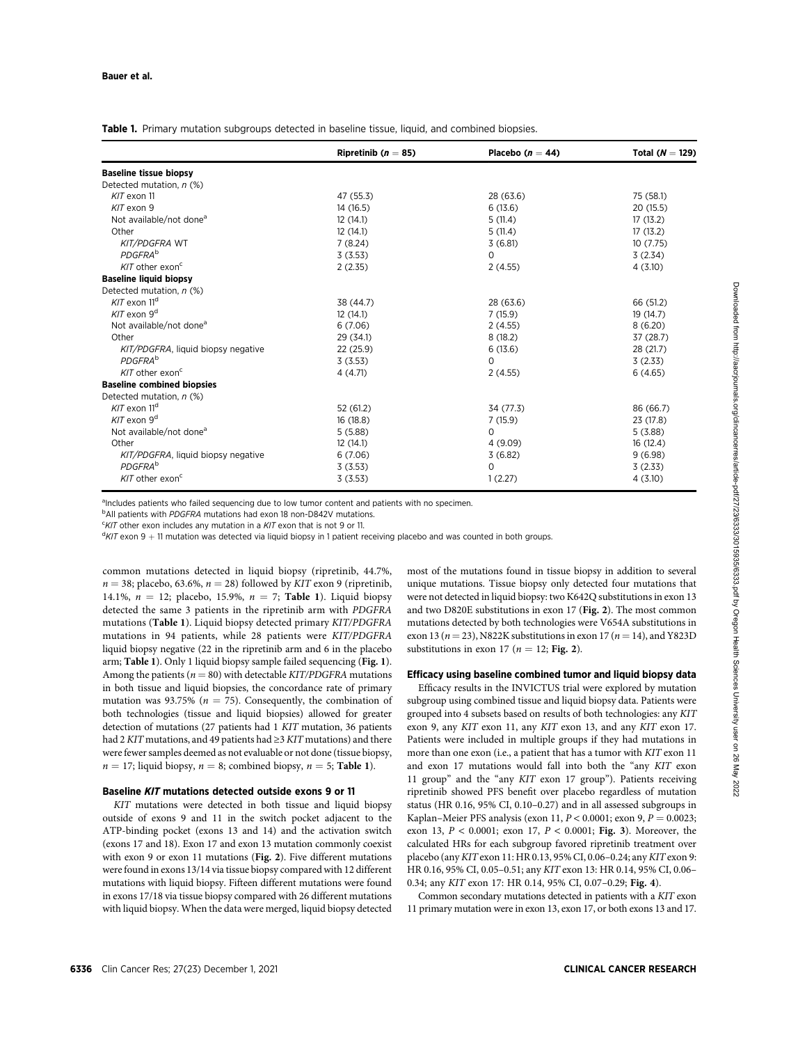**Table 1.** Primary mutation subgroups detected in baseline tissue, liquid, and combined biopsies.

| | Ripretinib ($n = 85$) | Placebo ($n = 44$) | Total ($N = 129$) |
|---|---|---|---|
| **Baseline tissue biopsy** | | | |
| Detected mutation, *n* (%) | | | |
| *KIT* exon 11 | 47 (55.3) | 28 (63.6) | 75 (58.1) |
| *KIT* exon 9 | 14 (16.5) | 6 (13.6) | 20 (15.5) |
| Not available/not done[a] | 12 (14.1) | 5 (11.4) | 17 (13.2) |
| Other | 12 (14.1) | 5 (11.4) | 17 (13.2) |
| *KIT/PDGFRA* WT | 7 (8.24) | 3 (6.81) | 10 (7.75) |
| *PDGFRA*[b] | 3 (3.53) | 0 | 3 (2.34) |
| *KIT* other exon[c] | 2 (2.35) | 2 (4.55) | 4 (3.10) |
| **Baseline liquid biopsy** | | | |
| Detected mutation, *n* (%) | | | |
| *KIT* exon 11[d] | 38 (44.7) | 28 (63.6) | 66 (51.2) |
| *KIT* exon 9[d] | 12 (14.1) | 7 (15.9) | 19 (14.7) |
| Not available/not done[a] | 6 (7.06) | 2 (4.55) | 8 (6.20) |
| Other | 29 (34.1) | 8 (18.2) | 37 (28.7) |
| *KIT/PDGFRA*, liquid biopsy negative | 22 (25.9) | 6 (13.6) | 28 (21.7) |
| *PDGFRA*[b] | 3 (3.53) | 0 | 3 (2.33) |
| *KIT* other exon[c] | 4 (4.71) | 2 (4.55) | 6 (4.65) |
| **Baseline combined biopsies** | | | |
| Detected mutation, *n* (%) | | | |
| *KIT* exon 11[d] | 52 (61.2) | 34 (77.3) | 86 (66.7) |
| *KIT* exon 9[d] | 16 (18.8) | 7 (15.9) | 23 (17.8) |
| Not available/not done[a] | 5 (5.88) | 0 | 5 (3.88) |
| Other | 12 (14.1) | 4 (9.09) | 16 (12.4) |
| *KIT/PDGFRA*, liquid biopsy negative | 6 (7.06) | 3 (6.82) | 9 (6.98) |
| *PDGFRA*[b] | 3 (3.53) | 0 | 3 (2.33) |
| *KIT* other exon[c] | 3 (3.53) | 1 (2.27) | 4 (3.10) |

[a]Includes patients who failed sequencing due to low tumor content and patients with no specimen.

[b]All patients with *PDGFRA* mutations had exon 18 non-D842V mutations.

[c]*KIT* other exon includes any mutation in a *KIT* exon that is not 9 or 11.

[d]*KIT* exon 9 + 11 mutation was detected via liquid biopsy in 1 patient receiving placebo and was counted in both groups.

common mutations detected in liquid biopsy (ripretinib, 44.7%, $n = 38$; placebo, 63.6%, $n = 28$) followed by *KIT* exon 9 (ripretinib, 14.1%, $n = 12$; placebo, 15.9%, $n = 7$; **Table 1**). Liquid biopsy detected the same 3 patients in the ripretinib arm with *PDGFRA* mutations (**Table 1**). Liquid biopsy detected primary *KIT/PDGFRA* mutations in 94 patients, while 28 patients were *KIT/PDGFRA* liquid biopsy negative (22 in the ripretinib arm and 6 in the placebo arm; **Table 1**). Only 1 liquid biopsy sample failed sequencing (**Fig. 1**). Among the patients ($n = 80$) with detectable *KIT/PDGFRA* mutations in both tissue and liquid biopsies, the concordance rate of primary mutation was 93.75% ($n = 75$). Consequently, the combination of both technologies (tissue and liquid biopsies) allowed for greater detection of mutations (27 patients had 1 *KIT* mutation, 36 patients had 2 *KIT* mutations, and 49 patients had ≥3 *KIT* mutations) and there were fewer samples deemed as not evaluable or not done (tissue biopsy, $n = 17$; liquid biopsy, $n = 8$; combined biopsy, $n = 5$; **Table 1**).

#### Baseline *KIT* mutations detected outside exons 9 or 11

*KIT* mutations were detected in both tissue and liquid biopsy outside of exons 9 and 11 in the switch pocket adjacent to the ATP-binding pocket (exons 13 and 14) and the activation switch (exons 17 and 18). Exon 17 and exon 13 mutation commonly coexist with exon 9 or exon 11 mutations (**Fig. 2**). Five different mutations were found in exons 13/14 via tissue biopsy compared with 12 different mutations with liquid biopsy. Fifteen different mutations were found in exons 17/18 via tissue biopsy compared with 26 different mutations with liquid biopsy. When the data were merged, liquid biopsy detected most of the mutations found in tissue biopsy in addition to several unique mutations. Tissue biopsy only detected four mutations that were not detected in liquid biopsy: two K642Q substitutions in exon 13 and two D820E substitutions in exon 17 (**Fig. 2**). The most common mutations detected by both technologies were V654A substitutions in exon 13 ($n = 23$), N822K substitutions in exon 17 ($n = 14$), and Y823D substitutions in exon 17 ($n = 12$; **Fig. 2**).

#### Efficacy using baseline combined tumor and liquid biopsy data

Efficacy results in the INVICTUS trial were explored by mutation subgroup using combined tissue and liquid biopsy data. Patients were grouped into 4 subsets based on results of both technologies: any *KIT* exon 9, any *KIT* exon 11, any *KIT* exon 13, and any *KIT* exon 17. Patients were included in multiple groups if they had mutations in more than one exon (i.e., a patient that has a tumor with *KIT* exon 11 and exon 17 mutations would fall into both the "any *KIT* exon 11 group" and the "any *KIT* exon 17 group"). Patients receiving ripretinib showed PFS benefit over placebo regardless of mutation status (HR 0.16, 95% CI, 0.10–0.27) and in all assessed subgroups in Kaplan–Meier PFS analysis (exon 11, $P < 0.0001$; exon 9, $P = 0.0023$; exon 13, $P < 0.0001$; exon 17, $P < 0.0001$; **Fig. 3**). Moreover, the calculated HRs for each subgroup favored ripretinib treatment over placebo (any *KIT* exon 11: HR 0.13, 95% CI, 0.06–0.24; any *KIT* exon 9: HR 0.16, 95% CI, 0.05–0.51; any *KIT* exon 13: HR 0.14, 95% CI, 0.06–0.34; any *KIT* exon 17: HR 0.14, 95% CI, 0.07–0.29; **Fig. 4**).

Common secondary mutations detected in patients with a *KIT* exon 11 primary mutation were in exon 13, exon 17, or both exons 13 and 17.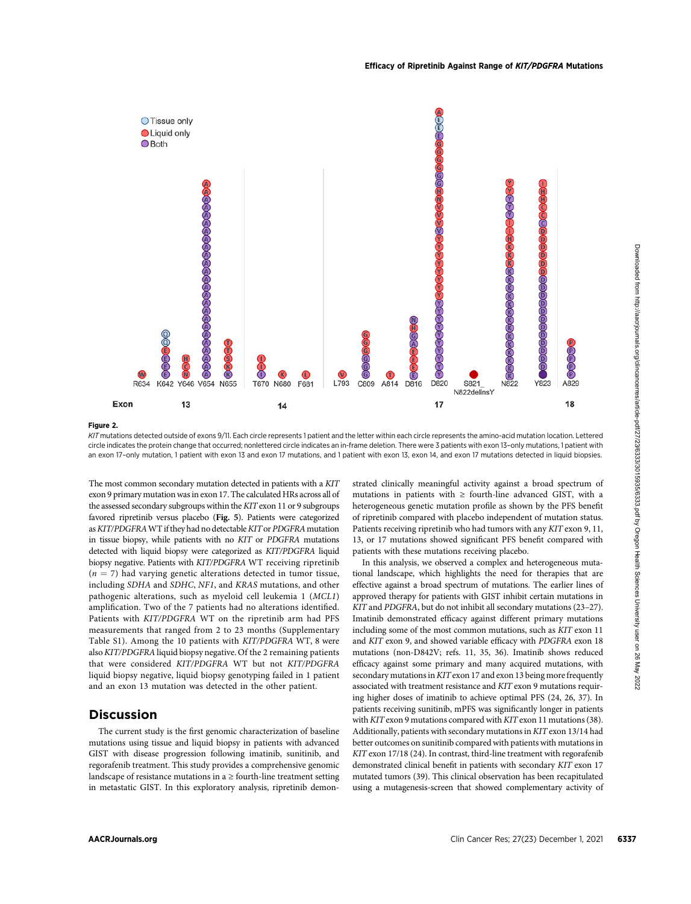**Figure 2.**

*KIT* mutations detected outside of exons 9/11. Each circle represents 1 patient and the letter within each circle represents the amino-acid mutation location. Lettered circle indicates the protein change that occurred; nonlettered circle indicates an in-frame deletion. There were 3 patients with exon 13–only mutations, 1 patient with an exon 17–only mutation, 1 patient with exon 13 and exon 17 mutations, and 1 patient with exon 13, exon 14, and exon 17 mutations detected in liquid biopsies.

The most common secondary mutation detected in patients with a *KIT* exon 9 primary mutation was in exon 17. The calculated HRs across all of the assessed secondary subgroups within the *KIT* exon 11 or 9 subgroups favored ripretinib versus placebo (**Fig. 5**). Patients were categorized as *KIT/PDGFRA* WT if they had no detectable *KIT* or *PDGFRA* mutation in tissue biopsy, while patients with no *KIT* or *PDGFRA* mutations detected with liquid biopsy were categorized as *KIT/PDGFRA* liquid biopsy negative. Patients with *KIT/PDGFRA* WT receiving ripretinib ($n = 7$) had varying genetic alterations detected in tumor tissue, including *SDHA* and *SDHC*, *NF1*, and *KRAS* mutations, and other pathogenic alterations, such as myeloid cell leukemia 1 (*MCL1*) amplification. Two of the 7 patients had no alterations identified. Patients with *KIT/PDGFRA* WT on the ripretinib arm had PFS measurements that ranged from 2 to 23 months (Supplementary Table S1). Among the 10 patients with *KIT/PDGFRA* WT, 8 were also *KIT/PDGFRA* liquid biopsy negative. Of the 2 remaining patients that were considered *KIT/PDGFRA* WT but not *KIT/PDGFRA* liquid biopsy negative, liquid biopsy genotyping failed in 1 patient and an exon 13 mutation was detected in the other patient.

## Discussion

The current study is the first genomic characterization of baseline mutations using tissue and liquid biopsy in patients with advanced GIST with disease progression following imatinib, sunitinib, and regorafenib treatment. This study provides a comprehensive genomic landscape of resistance mutations in a ≥ fourth-line treatment setting in metastatic GIST. In this exploratory analysis, ripretinib demonstrated clinically meaningful activity against a broad spectrum of mutations in patients with ≥ fourth-line advanced GIST, with a heterogeneous genetic mutation profile as shown by the PFS benefit of ripretinib compared with placebo independent of mutation status. Patients receiving ripretinib who had tumors with any *KIT* exon 9, 11, 13, or 17 mutations showed significant PFS benefit compared with patients with these mutations receiving placebo.

In this analysis, we observed a complex and heterogeneous mutational landscape, which highlights the need for therapies that are effective against a broad spectrum of mutations. The earlier lines of approved therapy for patients with GIST inhibit certain mutations in *KIT* and *PDGFRA*, but do not inhibit all secondary mutations (23–27). Imatinib demonstrated efficacy against different primary mutations including some of the most common mutations, such as *KIT* exon 11 and *KIT* exon 9, and showed variable efficacy with *PDGFRA* exon 18 mutations (non-D842V; refs. 11, 35, 36). Imatinib shows reduced efficacy against some primary and many acquired mutations, with secondary mutations in *KIT* exon 17 and exon 13 being more frequently associated with treatment resistance and *KIT* exon 9 mutations requiring higher doses of imatinib to achieve optimal PFS (24, 26, 37). In patients receiving sunitinib, mPFS was significantly longer in patients with *KIT* exon 9 mutations compared with *KIT* exon 11 mutations (38). Additionally, patients with secondary mutations in *KIT* exon 13/14 had better outcomes on sunitinib compared with patients with mutations in *KIT* exon 17/18 (24). In contrast, third-line treatment with regorafenib demonstrated clinical benefit in patients with secondary *KIT* exon 17 mutated tumors (39). This clinical observation has been recapitulated using a mutagenesis-screen that showed complementary activity of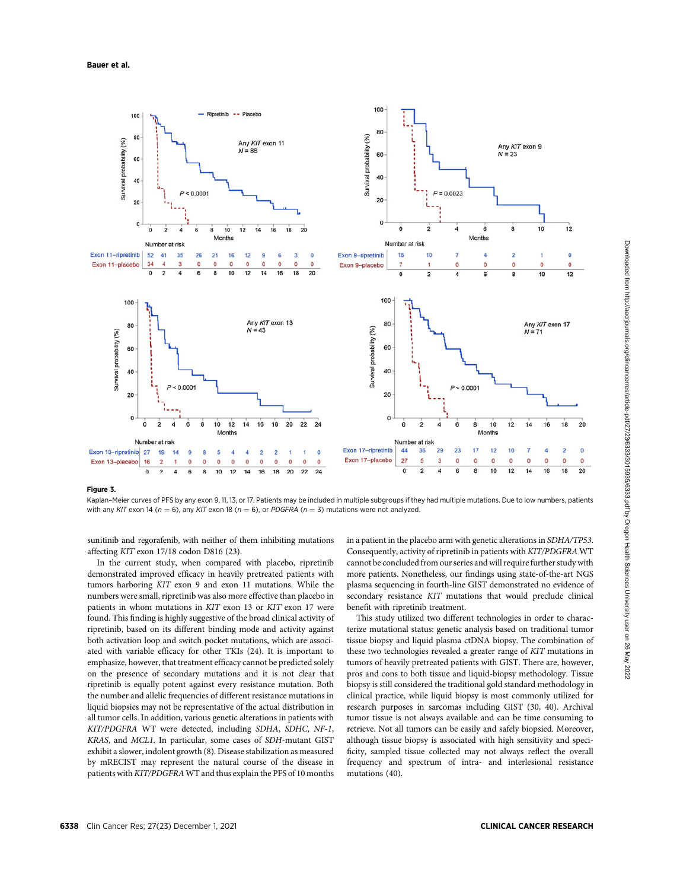**Figure 3.**

Kaplan–Meier curves of PFS by any exon 9, 11, 13, or 17. Patients may be included in multiple subgroups if they had multiple mutations. Due to low numbers, patients with any *KIT* exon 14 (*n* = 6), any *KIT* exon 18 (*n* = 6), or *PDGFRA* (*n* = 3) mutations were not analyzed.

sunitinib and regorafenib, with neither of them inhibiting mutations affecting *KIT* exon 17/18 codon D816 (23).

In the current study, when compared with placebo, ripretinib demonstrated improved efficacy in heavily pretreated patients with tumors harboring *KIT* exon 9 and exon 11 mutations. While the numbers were small, ripretinib was also more effective than placebo in patients in whom mutations in *KIT* exon 13 or *KIT* exon 17 were found. This finding is highly suggestive of the broad clinical activity of ripretinib, based on its different binding mode and activity against both activation loop and switch pocket mutations, which are associated with variable efficacy for other TKIs (24). It is important to emphasize, however, that treatment efficacy cannot be predicted solely on the presence of secondary mutations and it is not clear that ripretinib is equally potent against every resistance mutation. Both the number and allelic frequencies of different resistance mutations in liquid biopsies may not be representative of the actual distribution in all tumor cells. In addition, various genetic alterations in patients with *KIT/PDGFRA* WT were detected, including *SDHA*, *SDHC*, *NF-1*, *KRAS*, and *MCL1*. In particular, some cases of *SDH*-mutant GIST exhibit a slower, indolent growth (8). Disease stabilization as measured by mRECIST may represent the natural course of the disease in patients with *KIT/PDGFRA* WT and thus explain the PFS of 10 months in a patient in the placebo arm with genetic alterations in *SDHA/TP53*. Consequently, activity of ripretinib in patients with *KIT/PDGFRA* WT cannot be concluded from our series and will require further study with more patients. Nonetheless, our findings using state-of-the-art NGS plasma sequencing in fourth-line GIST demonstrated no evidence of secondary resistance *KIT* mutations that would preclude clinical benefit with ripretinib treatment.

This study utilized two different technologies in order to characterize mutational status: genetic analysis based on traditional tumor tissue biopsy and liquid plasma ctDNA biopsy. The combination of these two technologies revealed a greater range of *KIT* mutations in tumors of heavily pretreated patients with GIST. There are, however, pros and cons to both tissue and liquid-biopsy methodology. Tissue biopsy is still considered the traditional gold standard methodology in clinical practice, while liquid biopsy is most commonly utilized for research purposes in sarcomas including GIST (30, 40). Archival tumor tissue is not always available and can be time consuming to retrieve. Not all tumors can be easily and safely biopsied. Moreover, although tissue biopsy is associated with high sensitivity and specificity, sampled tissue collected may not always reflect the overall frequency and spectrum of intra- and interlesional resistance mutations (40).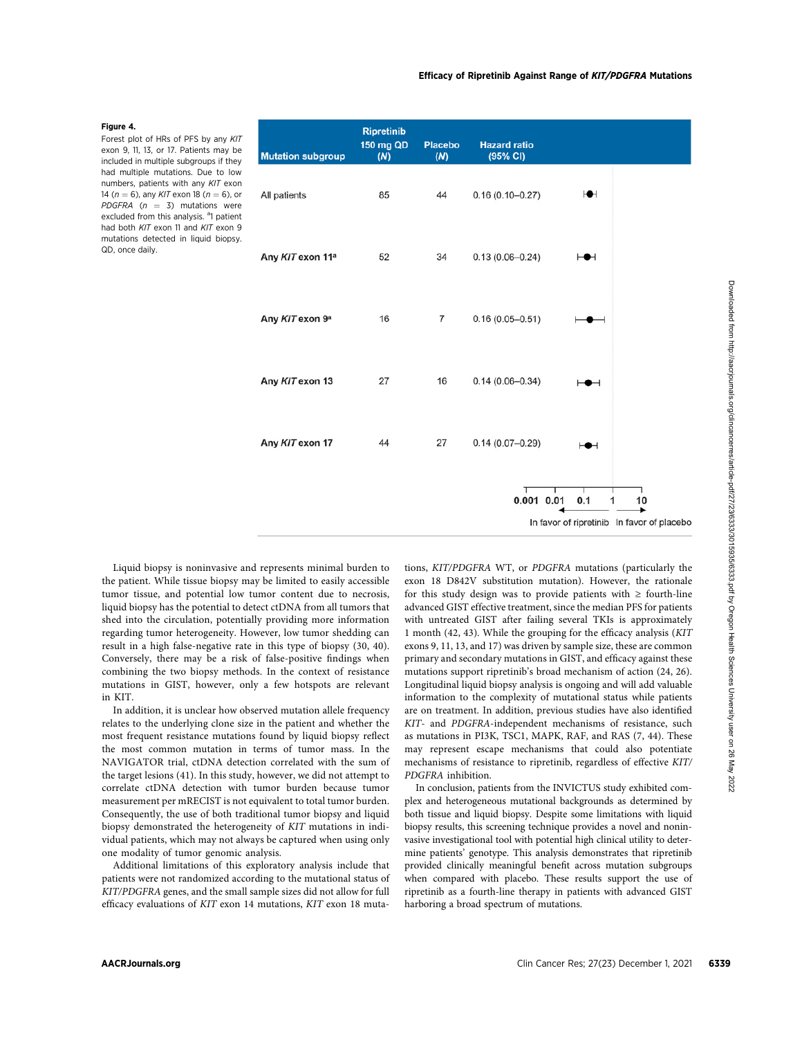**Figure 4.**
Forest plot of HRs of PFS by any *KIT* exon 9, 11, 13, or 17. Patients may be included in multiple subgroups if they had multiple mutations. Due to low numbers, patients with any *KIT* exon 14 (n = 6), any *KIT* exon 18 (n = 6), or *PDGFRA* (n = 3) mutations were excluded from this analysis. [a]1 patient had both *KIT* exon 11 and *KIT* exon 9 mutations detected in liquid biopsy. QD, once daily.

| Mutation subgroup | Ripretinib 150 mg QD (N) | Placebo (N) | Hazard ratio (95% CI) |
|---|---|---|---|
| All patients | 85 | 44 | 0.16 (0.10–0.27) |
| Any *KIT* exon 11[a] | 52 | 34 | 0.13 (0.06–0.24) |
| Any *KIT* exon 9[a] | 16 | 7 | 0.16 (0.05–0.51) |
| Any *KIT* exon 13 | 27 | 16 | 0.14 (0.06–0.34) |
| Any *KIT* exon 17 | 44 | 27 | 0.14 (0.07–0.29) |

Axis: 0.001, 0.01, 0.1, 1, 10 — In favor of ripretinib ← | → In favor of placebo

Liquid biopsy is noninvasive and represents minimal burden to the patient. While tissue biopsy may be limited to easily accessible tumor tissue, and potential low tumor content due to necrosis, liquid biopsy has the potential to detect ctDNA from all tumors that shed into the circulation, potentially providing more information regarding tumor heterogeneity. However, low tumor shedding can result in a high false-negative rate in this type of biopsy (30, 40). Conversely, there may be a risk of false-positive findings when combining the two biopsy methods. In the context of resistance mutations in GIST, however, only a few hotspots are relevant in KIT.

In addition, it is unclear how observed mutation allele frequency relates to the underlying clone size in the patient and whether the most frequent resistance mutations found by liquid biopsy reflect the most common mutation in terms of tumor mass. In the NAVIGATOR trial, ctDNA detection correlated with the sum of the target lesions (41). In this study, however, we did not attempt to correlate ctDNA detection with tumor burden because tumor measurement per mRECIST is not equivalent to total tumor burden. Consequently, the use of both traditional tumor biopsy and liquid biopsy demonstrated the heterogeneity of *KIT* mutations in individual patients, which may not always be captured when using only one modality of tumor genomic analysis.

Additional limitations of this exploratory analysis include that patients were not randomized according to the mutational status of *KIT/PDGFRA* genes, and the small sample sizes did not allow for full efficacy evaluations of *KIT* exon 14 mutations, *KIT* exon 18 mutations, *KIT/PDGFRA* WT, or *PDGFRA* mutations (particularly the exon 18 D842V substitution mutation). However, the rationale for this study design was to provide patients with ≥ fourth-line advanced GIST effective treatment, since the median PFS for patients with untreated GIST after failing several TKIs is approximately 1 month (42, 43). While the grouping for the efficacy analysis (*KIT* exons 9, 11, 13, and 17) was driven by sample size, these are common primary and secondary mutations in GIST, and efficacy against these mutations support ripretinib's broad mechanism of action (24, 26). Longitudinal liquid biopsy analysis is ongoing and will add valuable information to the complexity of mutational status while patients are on treatment. In addition, previous studies have also identified *KIT*- and *PDGFRA*-independent mechanisms of resistance, such as mutations in PI3K, TSC1, MAPK, RAF, and RAS (7, 44). These may represent escape mechanisms that could also potentiate mechanisms of resistance to ripretinib, regardless of effective *KIT/PDGFRA* inhibition.

In conclusion, patients from the INVICTUS study exhibited complex and heterogeneous mutational backgrounds as determined by both tissue and liquid biopsy. Despite some limitations with liquid biopsy results, this screening technique provides a novel and noninvasive investigational tool with potential high clinical utility to determine patients' genotype. This analysis demonstrates that ripretinib provided clinically meaningful benefit across mutation subgroups when compared with placebo. These results support the use of ripretinib as a fourth-line therapy in patients with advanced GIST harboring a broad spectrum of mutations.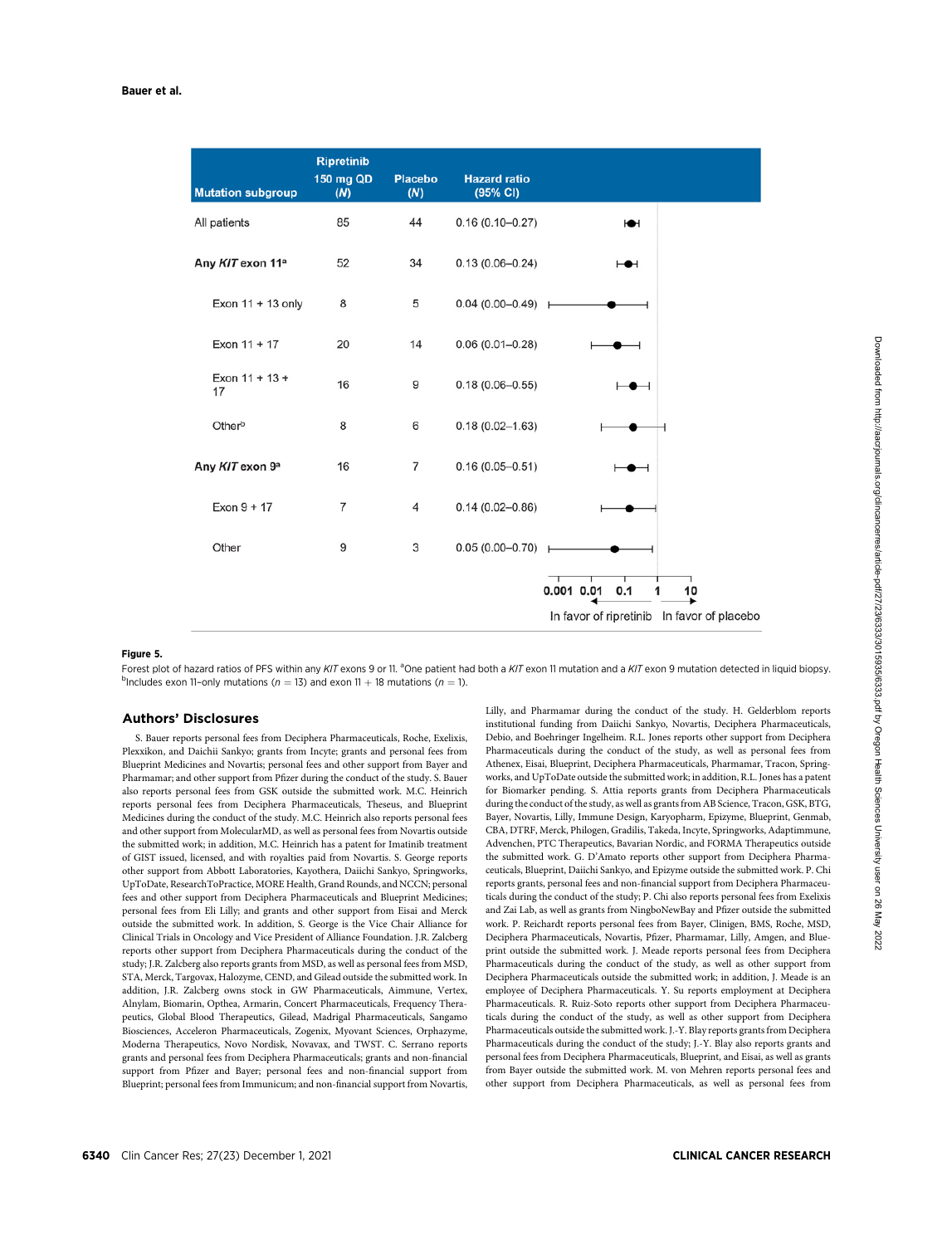| Mutation subgroup | Ripretinib 150 mg QD (*N*) | Placebo (*N*) | Hazard ratio (95% CI) |
|---|---|---|---|
| All patients | 85 | 44 | 0.16 (0.10–0.27) |
| **Any *KIT* exon 11**[a] | 52 | 34 | 0.13 (0.06–0.24) |
| Exon 11 + 13 only | 8 | 5 | 0.04 (0.00–0.49) |
| Exon 11 + 17 | 20 | 14 | 0.06 (0.01–0.28) |
| Exon 11 + 13 + 17 | 16 | 9 | 0.18 (0.06–0.55) |
| Other[b] | 8 | 6 | 0.18 (0.02–1.63) |
| **Any *KIT* exon 9**[a] | 16 | 7 | 0.16 (0.05–0.51) |
| Exon 9 + 17 | 7 | 4 | 0.14 (0.02–0.86) |
| Other | 9 | 3 | 0.05 (0.00–0.70) |

0.001 0.01 0.1 1 10

In favor of ripretinib — In favor of placebo

**Figure 5.**

Forest plot of hazard ratios of PFS within any *KIT* exons 9 or 11. [a]One patient had both a *KIT* exon 11 mutation and a *KIT* exon 9 mutation detected in liquid biopsy. [b]Includes exon 11–only mutations ($n = 13$) and exon 11 + 18 mutations ($n = 1$).

## Authors' Disclosures

S. Bauer reports personal fees from Deciphera Pharmaceuticals, Roche, Exelixis, Plexxikon, and Daichii Sankyo; grants from Incyte; grants and personal fees from Blueprint Medicines and Novartis; personal fees and other support from Bayer and Pharmamar; and other support from Pfizer during the conduct of the study. S. Bauer also reports personal fees from GSK outside the submitted work. M.C. Heinrich reports personal fees from Deciphera Pharmaceuticals, Theseus, and Blueprint Medicines during the conduct of the study. M.C. Heinrich also reports personal fees and other support from MolecularMD, as well as personal fees from Novartis outside the submitted work; in addition, M.C. Heinrich has a patent for Imatinib treatment of GIST issued, licensed, and with royalties paid from Novartis. S. George reports other support from Abbott Laboratories, Kayothera, Daiichi Sankyo, Springworks, UpToDate, ResearchToPractice, MORE Health, Grand Rounds, and NCCN; personal fees and other support from Deciphera Pharmaceuticals and Blueprint Medicines; personal fees from Eli Lilly; and grants and other support from Eisai and Merck outside the submitted work. In addition, S. George is the Vice Chair Alliance for Clinical Trials in Oncology and Vice President of Alliance Foundation. J.R. Zalcberg reports other support from Deciphera Pharmaceuticals during the conduct of the study; J.R. Zalcberg also reports grants from MSD, as well as personal fees from MSD, STA, Merck, Targovax, Halozyme, CEND, and Gilead outside the submitted work. In addition, J.R. Zalcberg owns stock in GW Pharmaceuticals, Aimmune, Vertex, Alnylam, Biomarin, Opthea, Armarin, Concert Pharmaceuticals, Frequency Therapeutics, Global Blood Therapeutics, Gilead, Madrigal Pharmaceuticals, Sangamo Biosciences, Acceleron Pharmaceuticals, Zogenix, Myovant Sciences, Orphazyme, Moderna Therapeutics, Novo Nordisk, Novavax, and TWST. C. Serrano reports grants and personal fees from Deciphera Pharmaceuticals; grants and non-financial support from Pfizer and Bayer; personal fees and non-financial support from Blueprint; personal fees from Immunicum; and non-financial support from Novartis, Lilly, and Pharmamar during the conduct of the study. H. Gelderblom reports institutional funding from Daiichi Sankyo, Novartis, Deciphera Pharmaceuticals, Debio, and Boehringer Ingelheim. R.L. Jones reports other support from Deciphera Pharmaceuticals during the conduct of the study, as well as personal fees from Athenex, Eisai, Blueprint, Deciphera Pharmaceuticals, Pharmamar, Tracon, Springworks, and UpToDate outside the submitted work; in addition, R.L. Jones has a patent for Biomarker pending. S. Attia reports grants from Deciphera Pharmaceuticals during the conduct of the study, as well as grants from AB Science, Tracon, GSK, BTG, Bayer, Novartis, Lilly, Immune Design, Karyopharm, Epizyme, Blueprint, Genmab, CBA, DTRF, Merck, Philogen, Gradilis, Takeda, Incyte, Springworks, Adaptimmune, Advenchen, PTC Therapeutics, Bavarian Nordic, and FORMA Therapeutics outside the submitted work. G. D'Amato reports other support from Deciphera Pharmaceuticals, Blueprint, Daiichi Sankyo, and Epizyme outside the submitted work. P. Chi reports grants, personal fees and non-financial support from Deciphera Pharmaceuticals during the conduct of the study; P. Chi also reports personal fees from Exelixis and Zai Lab, as well as grants from NingboNewBay and Pfizer outside the submitted work. P. Reichardt reports personal fees from Bayer, Clinigen, BMS, Roche, MSD, Deciphera Pharmaceuticals, Novartis, Pfizer, Pharmamar, Lilly, Amgen, and Blueprint outside the submitted work. J. Meade reports personal fees from Deciphera Pharmaceuticals during the conduct of the study, as well as other support from Deciphera Pharmaceuticals outside the submitted work; in addition, J. Meade is an employee of Deciphera Pharmaceuticals. Y. Su reports employment at Deciphera Pharmaceuticals. R. Ruiz-Soto reports other support from Deciphera Pharmaceuticals during the conduct of the study, as well as other support from Deciphera Pharmaceuticals outside the submitted work. J.-Y. Blay reports grants from Deciphera Pharmaceuticals during the conduct of the study; J.-Y. Blay also reports grants and personal fees from Deciphera Pharmaceuticals, Blueprint, and Eisai, as well as grants from Bayer outside the submitted work. M. von Mehren reports personal fees and other support from Deciphera Pharmaceuticals, as well as personal fees from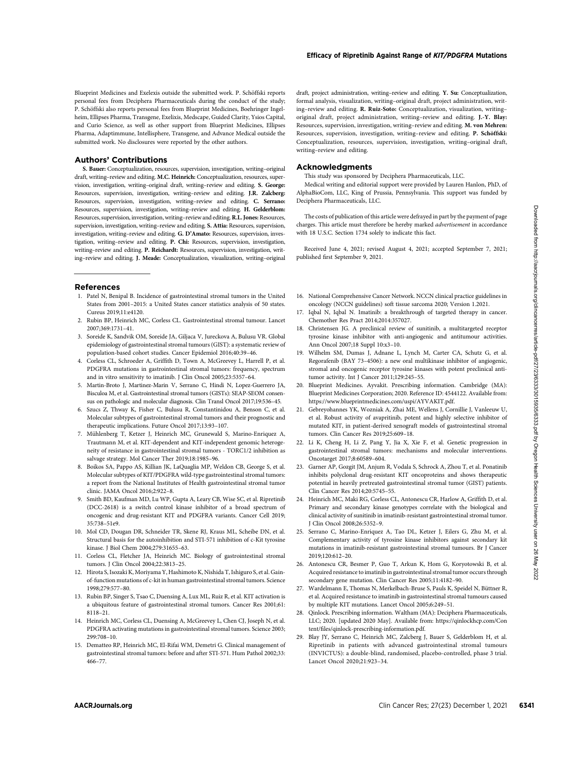Blueprint Medicines and Exelexis outside the submitted work. P. Schöffski reports personal fees from Deciphera Pharmaceuticals during the conduct of the study; P. Schöffski also reports personal fees from Blueprint Medicines, Boehringer Ingelheim, Ellipses Pharma, Transgene, Exelixis, Medscape, Guided Clarity, Ysios Capital, and Curio Science, as well as other support from Blueprint Medicines, Ellipses Pharma, Adaptimmune, Intellisphere, Transgene, and Advance Medical outside the submitted work. No disclosures were reported by the other authors.

## Authors' Contributions

**S. Bauer:** Conceptualization, resources, supervision, investigation, writing–original draft, writing–review and editing. **M.C. Heinrich:** Conceptualization, resources, supervision, investigation, writing–original draft, writing–review and editing. **S. George:** Resources, supervision, investigation, writing–review and editing. **J.R. Zalcberg:** Resources, supervision, investigation, writing–review and editing. **C. Serrano:** Resources, supervision, investigation, writing–review and editing. **H. Gelderblom:** Resources, supervision, investigation, writing–review and editing. **R.L. Jones:** Resources, supervision, investigation, writing–review and editing. **S. Attia:** Resources, supervision, investigation, writing–review and editing. **G. D'Amato:** Resources, supervision, investigation, writing–review and editing. **P. Chi:** Resources, supervision, investigation, writing–review and editing. **P. Reichardt:** Resources, supervision, investigation, writing–review and editing. **J. Meade:** Conceptualization, visualization, writing–original draft, project administration, writing–review and editing. **Y. Su:** Conceptualization, formal analysis, visualization, writing–original draft, project administration, writing–review and editing. **R. Ruiz-Soto:** Conceptualization, visualization, writing–original draft, project administration, writing–review and editing. **J.-Y. Blay:** Resources, supervision, investigation, writing–review and editing. **M. von Mehren:** Resources, supervision, investigation, writing–review and editing. **P. Schöffski:** Conceptualization, resources, supervision, investigation, writing–original draft, writing–review and editing.

## Acknowledgments

This study was sponsored by Deciphera Pharmaceuticals, LLC.

Medical writing and editorial support were provided by Lauren Hanlon, PhD, of AlphaBioCom, LLC, King of Prussia, Pennsylvania. This support was funded by Deciphera Pharmaceuticals, LLC.

The costs of publication of this article were defrayed in part by the payment of page charges. This article must therefore be hereby marked *advertisement* in accordance with 18 U.S.C. Section 1734 solely to indicate this fact.

Received June 4, 2021; revised August 4, 2021; accepted September 7, 2021; published first September 9, 2021.

## References

1. Patel N, Benipal B. Incidence of gastrointestinal stromal tumors in the United States from 2001–2015: a United States cancer statistics analysis of 50 states. Cureus 2019;11:e4120.
2. Rubin BP, Heinrich MC, Corless CL. Gastrointestinal stromal tumour. Lancet 2007;369:1731–41.
3. Soreide K, Sandvik OM, Soreide JA, Giljaca V, Jureckova A, Bulusu VR. Global epidemiology of gastrointestinal stromal tumours (GIST): a systematic review of population-based cohort studies. Cancer Epidemiol 2016;40:39–46.
4. Corless CL, Schroeder A, Griffith D, Town A, McGreevey L, Harrell P, et al. PDGFRA mutations in gastrointestinal stromal tumors: frequency, spectrum and in vitro sensitivity to imatinib. J Clin Oncol 2005;23:5357–64.
5. Martin-Broto J, Martinez-Marin V, Serrano C, Hindi N, Lopez-Guerrero JA, Bisculoa M, et al. Gastrointestinal stromal tumors (GISTs): SEAP-SEOM consensus on pathologic and molecular diagnosis. Clin Transl Oncol 2017;19:536–45.
6. Szucs Z, Thway K, Fisher C, Bulusu R, Constantinidou A, Benson C, et al. Molecular subtypes of gastrointestinal stromal tumors and their prognostic and therapeutic implications. Future Oncol 2017;13:93–107.
7. Mühlenberg T, Ketzer J, Heinrich MC, Grunewald S, Marino-Enriquez A, Trautmann M, et al. KIT-dependent and KIT-independent genomic heterogeneity of resistance in gastrointestinal stromal tumors - TORC1/2 inhibition as salvage strategy. Mol Cancer Ther 2019;18:1985–96.
8. Boikos SA, Pappo AS, Killian JK, LaQuaglia MP, Weldon CB, George S, et al. Molecular subtypes of KIT/PDGFRA wild-type gastrointestinal stromal tumors: a report from the National Institutes of Health gastrointestinal stromal tumor clinic. JAMA Oncol 2016;2:922–8.
9. Smith BD, Kaufman MD, Lu WP, Gupta A, Leary CB, Wise SC, et al. Ripretinib (DCC-2618) is a switch control kinase inhibitor of a broad spectrum of oncogenic and drug-resistant KIT and PDGFRA variants. Cancer Cell 2019; 35:738–51e9.
10. Mol CD, Dougan DR, Schneider TR, Skene RJ, Kraus ML, Scheibe DN, et al. Structural basis for the autoinhibition and STI-571 inhibition of c-Kit tyrosine kinase. J Biol Chem 2004;279:31655–63.
11. Corless CL, Fletcher JA, Heinrich MC. Biology of gastrointestinal stromal tumors. J Clin Oncol 2004;22:3813–25.
12. Hirota S, Isozaki K, Moriyama Y, Hashimoto K, Nishida T, Ishiguro S, et al. Gain-of-function mutations of c-kit in human gastrointestinal stromal tumors. Science 1998;279:577–80.
13. Rubin BP, Singer S, Tsao C, Duensing A, Lux ML, Ruiz R, et al. KIT activation is a ubiquitous feature of gastrointestinal stromal tumors. Cancer Res 2001;61: 8118–21.
14. Heinrich MC, Corless CL, Duensing A, McGreevey L, Chen CJ, Joseph N, et al. PDGFRA activating mutations in gastrointestinal stromal tumors. Science 2003; 299:708–10.
15. Dematteo RP, Heinrich MC, El-Rifai WM, Demetri G. Clinical management of gastrointestinal stromal tumors: before and after STI-571. Hum Pathol 2002;33: 466–77.
16. National Comprehensive Cancer Network. NCCN clinical practice guidelines in oncology (NCCN guidelines) soft tissue sarcoma 2020; Version 1.2021.
17. Iqbal N, Iqbal N. Imatinib: a breakthrough of targeted therapy in cancer. Chemother Res Pract 2014;2014:357027.
18. Christensen JG. A preclinical review of sunitinib, a multitargeted receptor tyrosine kinase inhibitor with anti-angiogenic and antitumour activities. Ann Oncol 2007;18 Suppl 10:x3–10.
19. Wilhelm SM, Dumas J, Adnane L, Lynch M, Carter CA, Schutz G, et al. Regorafenib (BAY 73–4506): a new oral multikinase inhibitor of angiogenic, stromal and oncogenic receptor tyrosine kinases with potent preclinical antitumor activity. Int J Cancer 2011;129:245–55.
20. Blueprint Medicines. Ayvakit. Prescribing information. Cambridge (MA): Blueprint Medicines Corporation; 2020. Reference ID: 4544122. Available from: https://www.blueprintmedicines.com/uspi/AYVAKIT.pdf.
21. Gebreyohannes YK, Wozniak A, Zhai ME, Wellens J, Cornillie J, Vanleeuw U, et al. Robust activity of avapritinib, potent and highly selective inhibitor of mutated KIT, in patient-derived xenograft models of gastrointestinal stromal tumors. Clin Cancer Res 2019;25:609–18.
22. Li K, Cheng H, Li Z, Pang Y, Jia X, Xie F, et al. Genetic progression in gastrointestinal stromal tumors: mechanisms and molecular interventions. Oncotarget 2017;8:60589–604.
23. Garner AP, Gozgit JM, Anjum R, Vodala S, Schrock A, Zhou T, et al. Ponatinib inhibits polyclonal drug-resistant KIT oncoproteins and shows therapeutic potential in heavily pretreated gastrointestinal stromal tumor (GIST) patients. Clin Cancer Res 2014;20:5745–55.
24. Heinrich MC, Maki RG, Corless CL, Antonescu CR, Harlow A, Griffith D, et al. Primary and secondary kinase genotypes correlate with the biological and clinical activity of sunitinib in imatinib-resistant gastrointestinal stromal tumor. J Clin Oncol 2008;26:5352–9.
25. Serrano C, Marino-Enriquez A, Tao DL, Ketzer J, Eilers G, Zhu M, et al. Complementary activity of tyrosine kinase inhibitors against secondary kit mutations in imatinib-resistant gastrointestinal stromal tumours. Br J Cancer 2019;120:612–20.
26. Antonescu CR, Besmer P, Guo T, Arkun K, Hom G, Koryotowski B, et al. Acquired resistance to imatinib in gastrointestinal stromal tumor occurs through secondary gene mutation. Clin Cancer Res 2005;11:4182–90.
27. Wardelmann E, Thomas N, Merkelbach-Bruse S, Pauls K, Speidel N, Büttner R, et al. Acquired resistance to imatinib in gastrointestinal stromal tumours caused by multiple KIT mutations. Lancet Oncol 2005;6:249–51.
28. Qinlock. Prescribing information. Waltham (MA): Deciphera Pharmaceuticals, LLC; 2020. [updated 2020 May]. Available from: https://qinlockhcp.com/Content/files/qinlock-prescribing-information.pdf.
29. Blay JY, Serrano C, Heinrich MC, Zalcberg J, Bauer S, Gelderblom H, et al. Ripretinib in patients with advanced gastrointestinal stromal tumours (INVICTUS): a double-blind, randomised, placebo-controlled, phase 3 trial. Lancet Oncol 2020;21:923–34.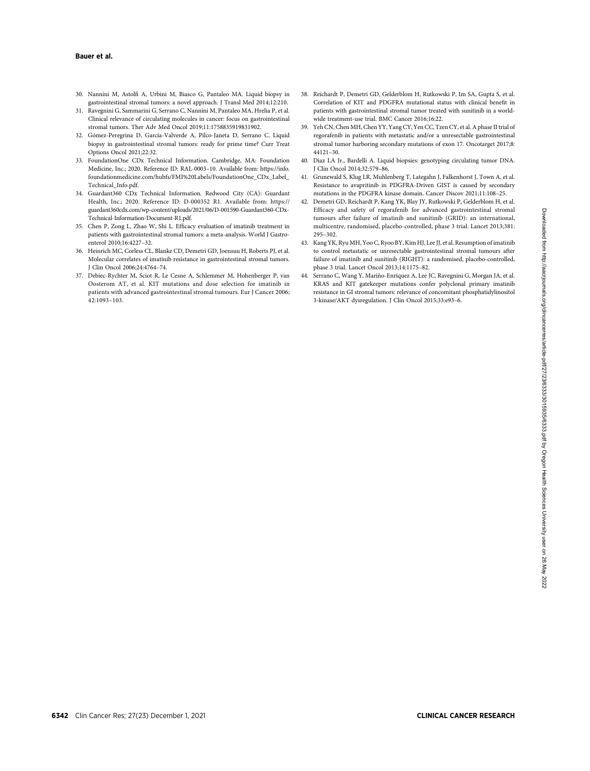30. Nannini M, Astolfi A, Urbini M, Biasco G, Pantaleo MA. Liquid biopsy in gastrointestinal stromal tumors: a novel approach. J Transl Med 2014;12:210.
31. Ravegnini G, Sammarini G, Serrano C, Nannini M, Pantaleo MA, Hrelia P, et al. Clinical relevance of circulating molecules in cancer: focus on gastrointestinal stromal tumors. Ther Adv Med Oncol 2019;11:1758835919831902.
32. Gómez-Peregrina D, García-Valverde A, Pilco-Janeta D, Serrano C. Liquid biopsy in gastrointestinal stromal tumors: ready for prime time? Curr Treat Options Oncol 2021;22:32.
33. FoundationOne CDx Technical Information. Cambridge, MA: Foundation Medicine, Inc.; 2020. Reference ID: RAL-0003–10. Available from: https://info.foundationmedicine.com/hubfs/FMI%20Labels/FoundationOne_CDx_Label_Technical_Info.pdf.
34. Guardant360 CDx Technical Information. Redwood City (CA): Guardant Health, Inc.; 2020. Reference ID: D-000352 R1. Available from: https://guardant360cdx.com/wp-content/uploads/2021/06/D-001590-Guardant360-CDx-Technical-Information-Document-R1.pdf.
35. Chen P, Zong L, Zhao W, Shi L. Efficacy evaluation of imatinib treatment in patients with gastrointestinal stromal tumors: a meta-analysis. World J Gastroenterol 2010;16:4227–32.
36. Heinrich MC, Corless CL, Blanke CD, Demetri GD, Joensuu H, Roberts PJ, et al. Molecular correlates of imatinib resistance in gastrointestinal stromal tumors. J Clin Oncol 2006;24:4764–74.
37. Debiec-Rychter M, Sciot R, Le Cesne A, Schlemmer M, Hohenberger P, van Oosterom AT, et al. KIT mutations and dose selection for imatinib in patients with advanced gastrointestinal stromal tumours. Eur J Cancer 2006; 42:1093–103.
38. Reichardt P, Demetri GD, Gelderblom H, Rutkowski P, Im SA, Gupta S, et al. Correlation of KIT and PDGFRA mutational status with clinical benefit in patients with gastrointestinal stromal tumor treated with sunitinib in a worldwide treatment-use trial. BMC Cancer 2016;16:22.
39. Yeh CN, Chen MH, Chen YY, Yang CY, Yen CC, Tzen CY, et al. A phase II trial of regorafenib in patients with metastatic and/or a unresectable gastrointestinal stromal tumor harboring secondary mutations of exon 17. Oncotarget 2017;8: 44121–30.
40. Diaz LA Jr., Bardelli A. Liquid biopsies: genotyping circulating tumor DNA. J Clin Oncol 2014;32:579–86.
41. Grunewald S, Klug LR, Muhlenberg T, Lategahn J, Falkenhorst J, Town A, et al. Resistance to avapritinib in PDGFRA-Driven GIST is caused by secondary mutations in the PDGFRA kinase domain. Cancer Discov 2021;11:108–25.
42. Demetri GD, Reichardt P, Kang YK, Blay JY, Rutkowski P, Gelderblom H, et al. Efficacy and safety of regorafenib for advanced gastrointestinal stromal tumours after failure of imatinib and sunitinib (GRID): an international, multicentre, randomised, placebo-controlled, phase 3 trial. Lancet 2013;381: 295–302.
43. Kang YK, Ryu MH, Yoo C, Ryoo BY, Kim HJ, Lee JJ, et al. Resumption of imatinib to control metastatic or unresectable gastrointestinal stromal tumours after failure of imatinib and sunitinib (RIGHT): a randomised, placebo-controlled, phase 3 trial. Lancet Oncol 2013;14:1175–82.
44. Serrano C, Wang Y, Mariño-Enríquez A, Lee JC, Ravegnini G, Morgan JA, et al. KRAS and KIT gatekeeper mutations confer polyclonal primary imatinib resistance in GI stromal tumors: relevance of concomitant phosphatidylinositol 3-kinase/AKT dysregulation. J Clin Oncol 2015;33:e93–6.